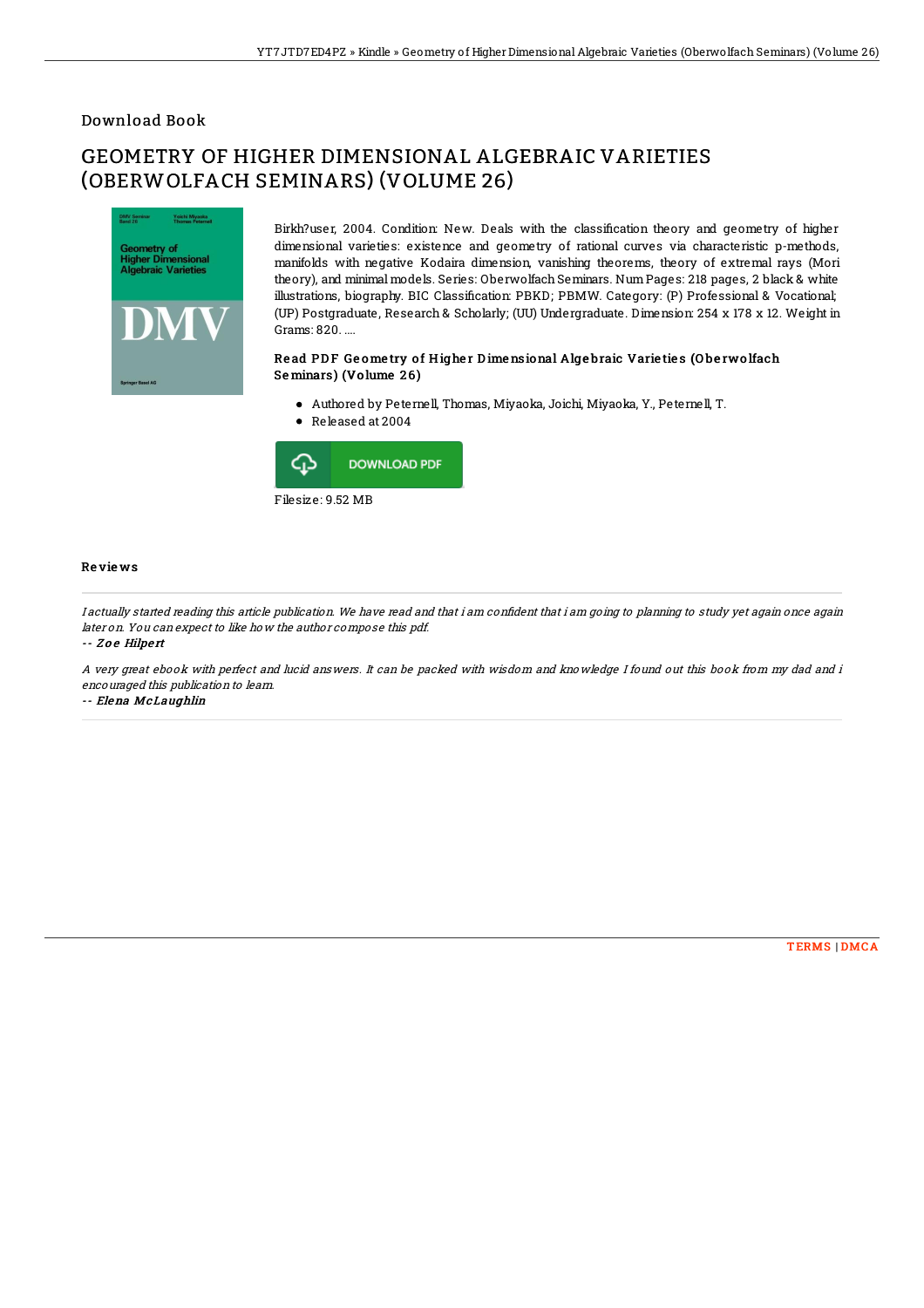Download Book

# GEOMETRY OF HIGHER DIMENSIONAL ALGEBRAIC VARIETIES (OBERWOLFACH SEMINARS) (VOLUME 26)

Birkh?user, 2004. Condition: New. Deals with the classification theory and geometry of higher dimensional varieties: existence and geometry of rational curves via characteristic p-methods, manifolds with negative Kodaira dimension, vanishing theorems, theory of extremal rays (Mori theory), and minimal models. Series: Oberwolfach Seminars. Num Pages: 218 pages, 2 black & white illustrations, biography. BIC Classification: PBKD; PBMW. Category: (P) Professional & Vocational; (UP) Postgraduate, Research & Scholarly; (UU) Undergraduate. Dimension: 254 x 178 x 12. Weight in Grams: 820. ....

### Read PDF Geometry of Higher Dimensional Algebraic Varieties (Oberwolfach Seminars) (Volume 26)

- Authored by Peternell, Thomas, Miyaoka, Joichi, Miyaoka, Y., Peternell, T.
- Released at 2004

DOWNLOAD PDF

Filesize: 9.52 MB

## Reviews

*I actually started reading this article publication. We have read and that i am confident that i am going to planning to study yet again once again later on. You can expect to like how the author compose this pdf.*

*-- Zoe Hilpert*

*A very great ebook with perfect and lucid answers. It can be packed with wisdom and knowledge I found out this book from my dad and i encouraged this publication to learn.*

*-- Elena McLaughlin*

TERMS | DMCA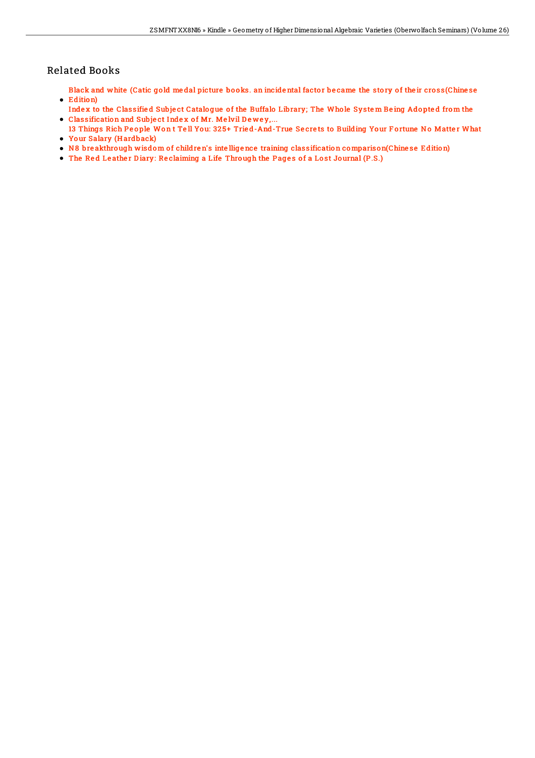## Related Books

- Black and white (Catic gold medal picture books. an incidental factor became the story of their cross(Chinese Edition)
- Index to the Classified Subject Catalogue of the Buffalo Library; The Whole System Being Adopted from the Classification and Subject Index of Mr. Melvil Dewey,...
- 13 Things Rich People Won t Tell You: 325+ Tried-And-True Secrets to Building Your Fortune No Matter What Your Salary (Hardback)
- N8 breakthrough wisdom of children's intelligence training classification comparison(Chinese Edition)
- The Red Leather Diary: Reclaiming a Life Through the Pages of a Lost Journal (P.S.)